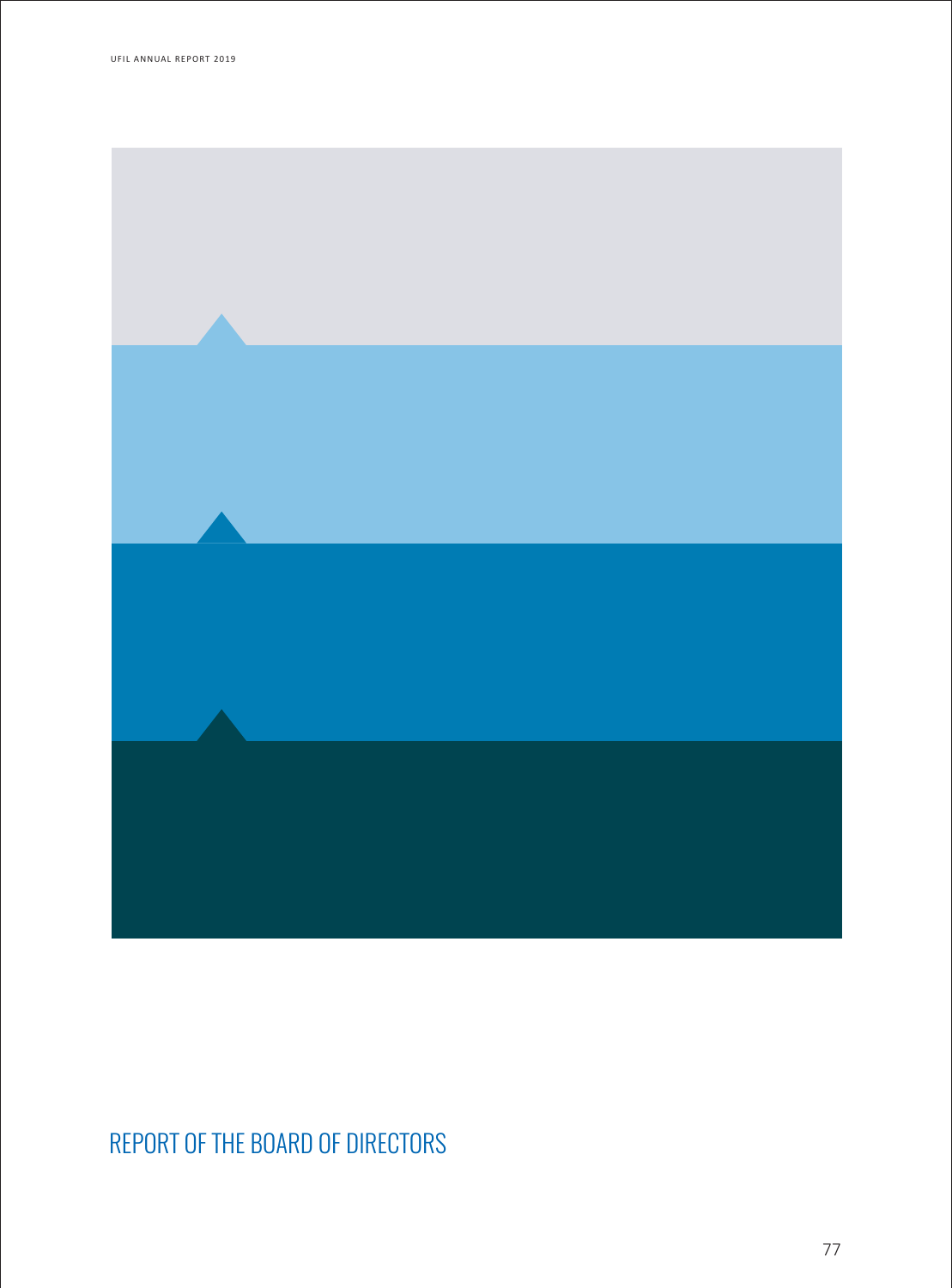# REPORT OF THE BOARD OF DIRECTORS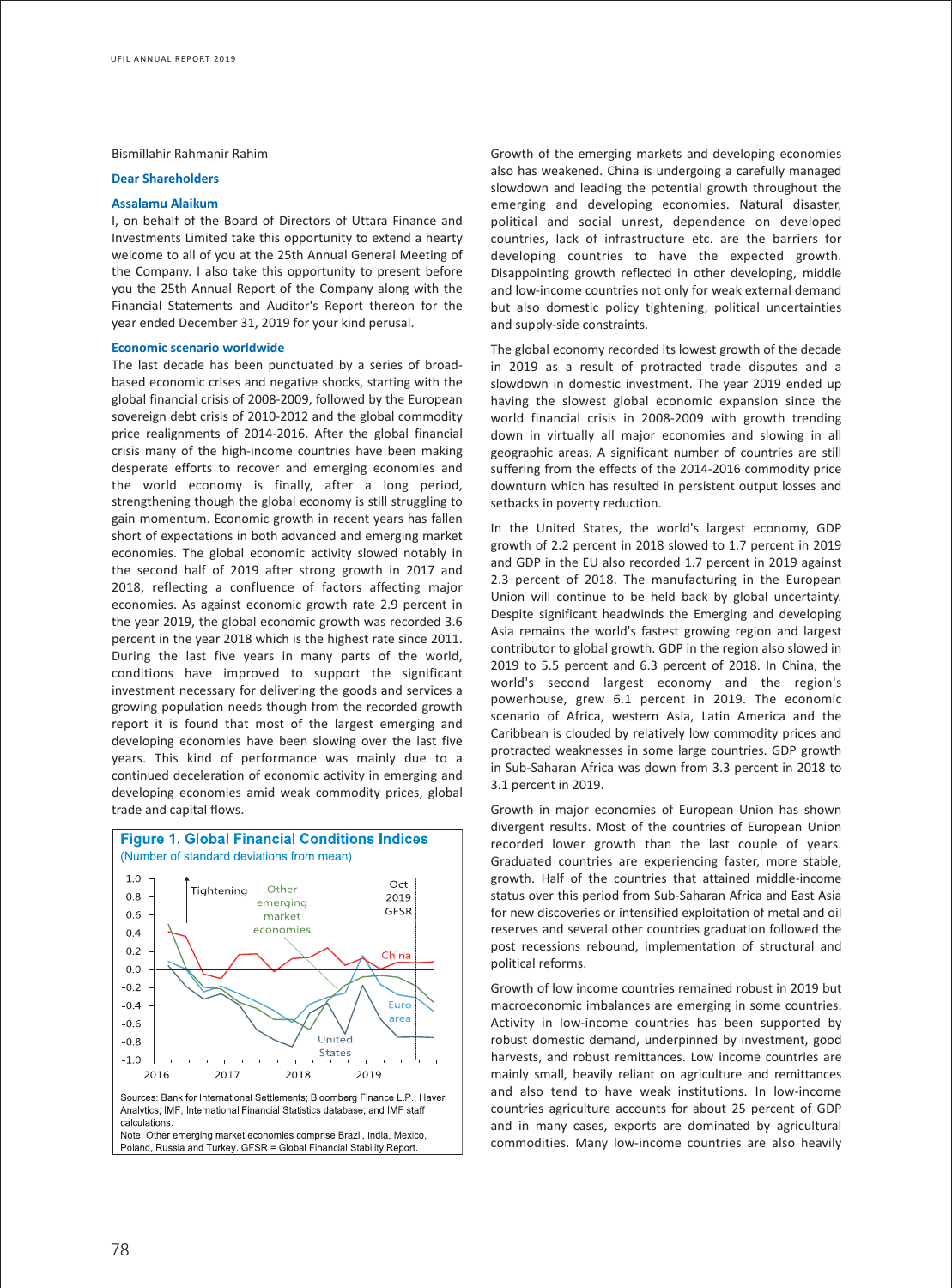Bismillahir Rahmanir Rahim

**Dear Shareholders**

**Assalamu Alaikum**

I, on behalf of the Board of Directors of Uttara Finance and Investments Limited take this opportunity to extend a hearty welcome to all of you at the 25th Annual General Meeting of the Company. I also take this opportunity to present before you the 25th Annual Report of the Company along with the Financial Statements and Auditor's Report thereon for the year ended December 31, 2019 for your kind perusal.

**Economic scenario worldwide**

The last decade has been punctuated by a series of broad-based economic crises and negative shocks, starting with the global financial crisis of 2008-2009, followed by the European sovereign debt crisis of 2010-2012 and the global commodity price realignments of 2014-2016. After the global financial crisis many of the high-income countries have been making desperate efforts to recover and emerging economies and the world economy is finally, after a long period, strengthening though the global economy is still struggling to gain momentum. Economic growth in recent years has fallen short of expectations in both advanced and emerging market economies. The global economic activity slowed notably in the second half of 2019 after strong growth in 2017 and 2018, reflecting a confluence of factors affecting major economies. As against economic growth rate 2.9 percent in the year 2019, the global economic growth was recorded 3.6 percent in the year 2018 which is the highest rate since 2011. During the last five years in many parts of the world, conditions have improved to support the significant investment necessary for delivering the goods and services a growing population needs though from the recorded growth report it is found that most of the largest emerging and developing economies have been slowing over the last five years. This kind of performance was mainly due to a continued deceleration of economic activity in emerging and developing economies amid weak commodity prices, global trade and capital flows.

**Figure 1. Global Financial Conditions Indices**
(Number of standard deviations from mean)

Sources: Bank for International Settlements; Bloomberg Finance L.P.; Haver Analytics; IMF, International Financial Statistics database; and IMF staff calculations.
Note: Other emerging market economies comprise Brazil, India, Mexico, Poland, Russia and Turkey. GFSR = Global Financial Stability Report.

Growth of the emerging markets and developing economies also has weakened. China is undergoing a carefully managed slowdown and leading the potential growth throughout the emerging and developing economies. Natural disaster, political and social unrest, dependence on developed countries, lack of infrastructure etc. are the barriers for developing countries to have the expected growth. Disappointing growth reflected in other developing, middle and low-income countries not only for weak external demand but also domestic policy tightening, political uncertainties and supply-side constraints.

The global economy recorded its lowest growth of the decade in 2019 as a result of protracted trade disputes and a slowdown in domestic investment. The year 2019 ended up having the slowest global economic expansion since the world financial crisis in 2008-2009 with growth trending down in virtually all major economies and slowing in all geographic areas. A significant number of countries are still suffering from the effects of the 2014-2016 commodity price downturn which has resulted in persistent output losses and setbacks in poverty reduction.

In the United States, the world's largest economy, GDP growth of 2.2 percent in 2018 slowed to 1.7 percent in 2019 and GDP in the EU also recorded 1.7 percent in 2019 against 2.3 percent of 2018. The manufacturing in the European Union will continue to be held back by global uncertainty. Despite significant headwinds the Emerging and developing Asia remains the world's fastest growing region and largest contributor to global growth. GDP in the region also slowed in 2019 to 5.5 percent and 6.3 percent of 2018. In China, the world's second largest economy and the region's powerhouse, grew 6.1 percent in 2019. The economic scenario of Africa, western Asia, Latin America and the Caribbean is clouded by relatively low commodity prices and protracted weaknesses in some large countries. GDP growth in Sub-Saharan Africa was down from 3.3 percent in 2018 to 3.1 percent in 2019.

Growth in major economies of European Union has shown divergent results. Most of the countries of European Union recorded lower growth than the last couple of years. Graduated countries are experiencing faster, more stable, growth. Half of the countries that attained middle-income status over this period from Sub-Saharan Africa and East Asia for new discoveries or intensified exploitation of metal and oil reserves and several other countries graduation followed the post recessions rebound, implementation of structural and political reforms.

Growth of low income countries remained robust in 2019 but macroeconomic imbalances are emerging in some countries. Activity in low-income countries has been supported by robust domestic demand, underpinned by investment, good harvests, and robust remittances. Low income countries are mainly small, heavily reliant on agriculture and remittances and also tend to have weak institutions. In low-income countries agriculture accounts for about 25 percent of GDP and in many cases, exports are dominated by agricultural commodities. Many low-income countries are also heavily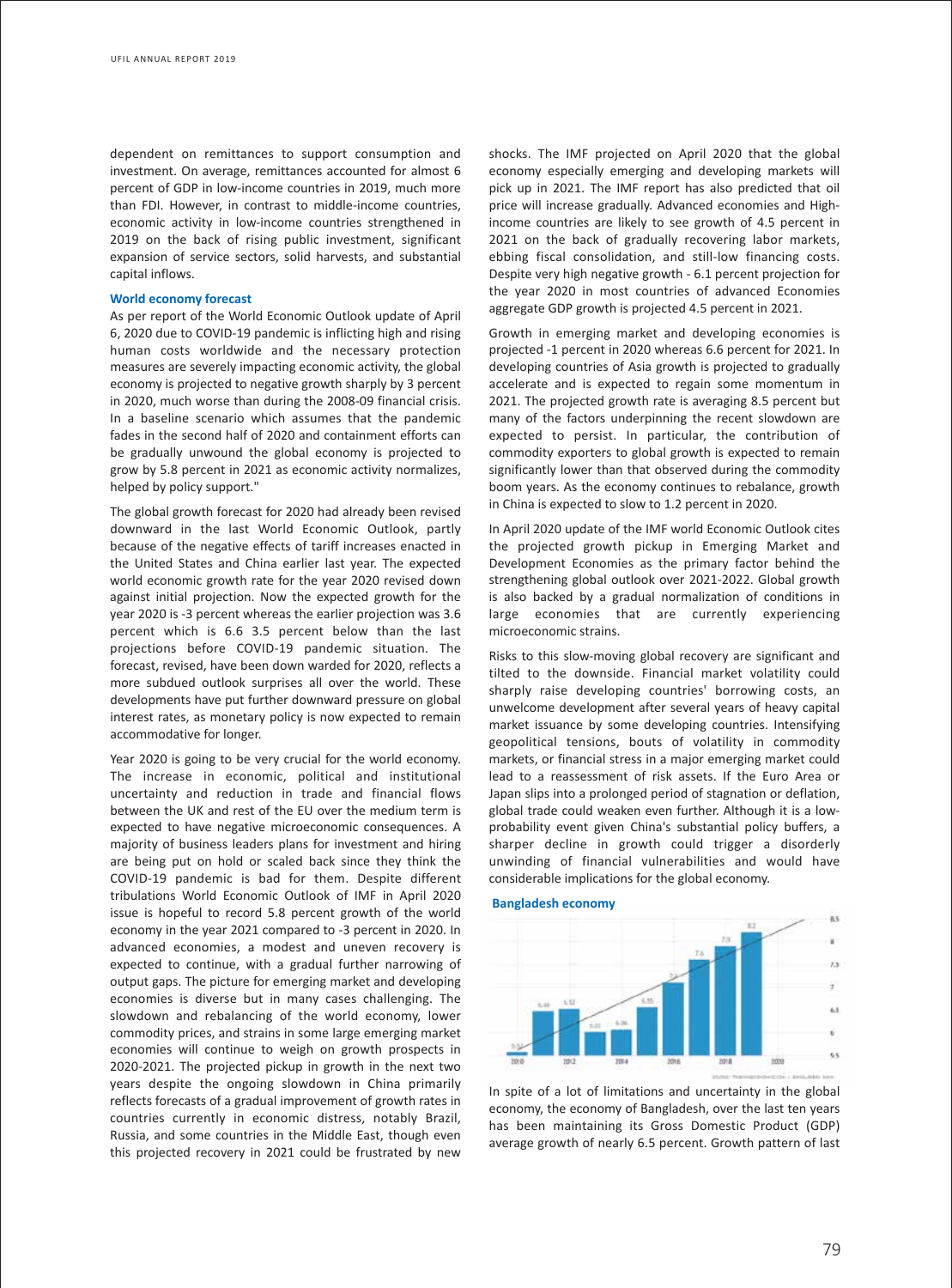dependent on remittances to support consumption and investment. On average, remittances accounted for almost 6 percent of GDP in low-income countries in 2019, much more than FDI. However, in contrast to middle-income countries, economic activity in low-income countries strengthened in 2019 on the back of rising public investment, significant expansion of service sectors, solid harvests, and substantial capital inflows.

**World economy forecast**

As per report of the World Economic Outlook update of April 6, 2020 due to COVID-19 pandemic is inflicting high and rising human costs worldwide and the necessary protection measures are severely impacting economic activity, the global economy is projected to negative growth sharply by 3 percent in 2020, much worse than during the 2008-09 financial crisis. In a baseline scenario which assumes that the pandemic fades in the second half of 2020 and containment efforts can be gradually unwound the global economy is projected to grow by 5.8 percent in 2021 as economic activity normalizes, helped by policy support."

The global growth forecast for 2020 had already been revised downward in the last World Economic Outlook, partly because of the negative effects of tariff increases enacted in the United States and China earlier last year. The expected world economic growth rate for the year 2020 revised down against initial projection. Now the expected growth for the year 2020 is -3 percent whereas the earlier projection was 3.6 percent which is 6.6 3.5 percent below than the last projections before COVID-19 pandemic situation. The forecast, revised, have been down warded for 2020, reflects a more subdued outlook surprises all over the world. These developments have put further downward pressure on global interest rates, as monetary policy is now expected to remain accommodative for longer.

Year 2020 is going to be very crucial for the world economy. The increase in economic, political and institutional uncertainty and reduction in trade and financial flows between the UK and rest of the EU over the medium term is expected to have negative microeconomic consequences. A majority of business leaders plans for investment and hiring are being put on hold or scaled back since they think the COVID-19 pandemic is bad for them. Despite different tribulations World Economic Outlook of IMF in April 2020 issue is hopeful to record 5.8 percent growth of the world economy in the year 2021 compared to -3 percent in 2020. In advanced economies, a modest and uneven recovery is expected to continue, with a gradual further narrowing of output gaps. The picture for emerging market and developing economies is diverse but in many cases challenging. The slowdown and rebalancing of the world economy, lower commodity prices, and strains in some large emerging market economies will continue to weigh on growth prospects in 2020-2021. The projected pickup in growth in the next two years despite the ongoing slowdown in China primarily reflects forecasts of a gradual improvement of growth rates in countries currently in economic distress, notably Brazil, Russia, and some countries in the Middle East, though even this projected recovery in 2021 could be frustrated by new shocks. The IMF projected on April 2020 that the global economy especially emerging and developing markets will pick up in 2021. The IMF report has also predicted that oil price will increase gradually. Advanced economies and High-income countries are likely to see growth of 4.5 percent in 2021 on the back of gradually recovering labor markets, ebbing fiscal consolidation, and still-low financing costs. Despite very high negative growth - 6.1 percent projection for the year 2020 in most countries of advanced Economies aggregate GDP growth is projected 4.5 percent in 2021.

Growth in emerging market and developing economies is projected -1 percent in 2020 whereas 6.6 percent for 2021. In developing countries of Asia growth is projected to gradually accelerate and is expected to regain some momentum in 2021. The projected growth rate is averaging 8.5 percent but many of the factors underpinning the recent slowdown are expected to persist. In particular, the contribution of commodity exporters to global growth is expected to remain significantly lower than that observed during the commodity boom years. As the economy continues to rebalance, growth in China is expected to slow to 1.2 percent in 2020.

In April 2020 update of the IMF world Economic Outlook cites the projected growth pickup in Emerging Market and Development Economies as the primary factor behind the strengthening global outlook over 2021-2022. Global growth is also backed by a gradual normalization of conditions in large economies that are currently experiencing microeconomic strains.

Risks to this slow-moving global recovery are significant and tilted to the downside. Financial market volatility could sharply raise developing countries' borrowing costs, an unwelcome development after several years of heavy capital market issuance by some developing countries. Intensifying geopolitical tensions, bouts of volatility in commodity markets, or financial stress in a major emerging market could lead to a reassessment of risk assets. If the Euro Area or Japan slips into a prolonged period of stagnation or deflation, global trade could weaken even further. Although it is a low-probability event given China's substantial policy buffers, a sharper decline in growth could trigger a disorderly unwinding of financial vulnerabilities and would have considerable implications for the global economy.

**Bangladesh economy**

In spite of a lot of limitations and uncertainty in the global economy, the economy of Bangladesh, over the last ten years has been maintaining its Gross Domestic Product (GDP) average growth of nearly 6.5 percent. Growth pattern of last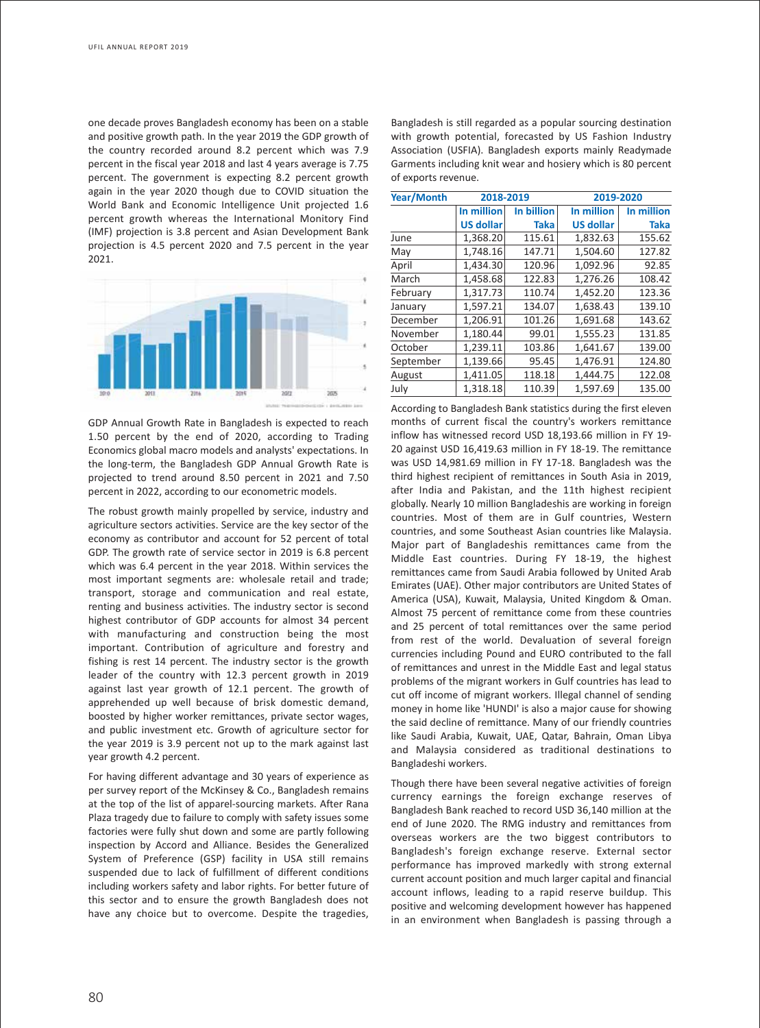one decade proves Bangladesh economy has been on a stable and positive growth path. In the year 2019 the GDP growth of the country recorded around 8.2 percent which was 7.9 percent in the fiscal year 2018 and last 4 years average is 7.75 percent. The government is expecting 8.2 percent growth again in the year 2020 though due to COVID situation the World Bank and Economic Intelligence Unit projected 1.6 percent growth whereas the International Monitory Find (IMF) projection is 3.8 percent and Asian Development Bank projection is 4.5 percent 2020 and 7.5 percent in the year 2021.

GDP Annual Growth Rate in Bangladesh is expected to reach 1.50 percent by the end of 2020, according to Trading Economics global macro models and analysts' expectations. In the long-term, the Bangladesh GDP Annual Growth Rate is projected to trend around 8.50 percent in 2021 and 7.50 percent in 2022, according to our econometric models.

The robust growth mainly propelled by service, industry and agriculture sectors activities. Service are the key sector of the economy as contributor and account for 52 percent of total GDP. The growth rate of service sector in 2019 is 6.8 percent which was 6.4 percent in the year 2018. Within services the most important segments are: wholesale retail and trade; transport, storage and communication and real estate, renting and business activities. The industry sector is second highest contributor of GDP accounts for almost 34 percent with manufacturing and construction being the most important. Contribution of agriculture and forestry and fishing is rest 14 percent. The industry sector is the growth leader of the country with 12.3 percent growth in 2019 against last year growth of 12.1 percent. The growth of apprehended up well because of brisk domestic demand, boosted by higher worker remittances, private sector wages, and public investment etc. Growth of agriculture sector for the year 2019 is 3.9 percent not up to the mark against last year growth 4.2 percent.

For having different advantage and 30 years of experience as per survey report of the McKinsey & Co., Bangladesh remains at the top of the list of apparel-sourcing markets. After Rana Plaza tragedy due to failure to comply with safety issues some factories were fully shut down and some are partly following inspection by Accord and Alliance. Besides the Generalized System of Preference (GSP) facility in USA still remains suspended due to lack of fulfillment of different conditions including workers safety and labor rights. For better future of this sector and to ensure the growth Bangladesh does not have any choice but to overcome. Despite the tragedies, Bangladesh is still regarded as a popular sourcing destination with growth potential, forecasted by US Fashion Industry Association (USFIA). Bangladesh exports mainly Readymade Garments including knit wear and hosiery which is 80 percent of exports revenue.

| Year/Month | 2018-2019 | | 2019-2020 | |
|---|---|---|---|---|
| | In million US dollar | In billion Taka | In million US dollar | In million Taka |
| June | 1,368.20 | 115.61 | 1,832.63 | 155.62 |
| May | 1,748.16 | 147.71 | 1,504.60 | 127.82 |
| April | 1,434.30 | 120.96 | 1,092.96 | 92.85 |
| March | 1,458.68 | 122.83 | 1,276.26 | 108.42 |
| February | 1,317.73 | 110.74 | 1,452.20 | 123.36 |
| January | 1,597.21 | 134.07 | 1,638.43 | 139.10 |
| December | 1,206.91 | 101.26 | 1,691.68 | 143.62 |
| November | 1,180.44 | 99.01 | 1,555.23 | 131.85 |
| October | 1,239.11 | 103.86 | 1,641.67 | 139.00 |
| September | 1,139.66 | 95.45 | 1,476.91 | 124.80 |
| August | 1,411.05 | 118.18 | 1,444.75 | 122.08 |
| July | 1,318.18 | 110.39 | 1,597.69 | 135.00 |

According to Bangladesh Bank statistics during the first eleven months of current fiscal the country's workers remittance inflow has witnessed record USD 18,193.66 million in FY 19-20 against USD 16,419.63 million in FY 18-19. The remittance was USD 14,981.69 million in FY 17-18. Bangladesh was the third highest recipient of remittances in South Asia in 2019, after India and Pakistan, and the 11th highest recipient globally. Nearly 10 million Bangladeshis are working in foreign countries. Most of them are in Gulf countries, Western countries, and some Southeast Asian countries like Malaysia. Major part of Bangladeshis remittances came from the Middle East countries. During FY 18-19, the highest remittances came from Saudi Arabia followed by United Arab Emirates (UAE). Other major contributors are United States of America (USA), Kuwait, Malaysia, United Kingdom & Oman. Almost 75 percent of remittance come from these countries and 25 percent of total remittances over the same period from rest of the world. Devaluation of several foreign currencies including Pound and EURO contributed to the fall of remittances and unrest in the Middle East and legal status problems of the migrant workers in Gulf countries has lead to cut off income of migrant workers. Illegal channel of sending money in home like 'HUNDI' is also a major cause for showing the said decline of remittance. Many of our friendly countries like Saudi Arabia, Kuwait, UAE, Qatar, Bahrain, Oman Libya and Malaysia considered as traditional destinations to Bangladeshi workers.

Though there have been several negative activities of foreign currency earnings the foreign exchange reserves of Bangladesh Bank reached to record USD 36,140 million at the end of June 2020. The RMG industry and remittances from overseas workers are the two biggest contributors to Bangladesh's foreign exchange reserve. External sector performance has improved markedly with strong external current account position and much larger capital and financial account inflows, leading to a rapid reserve buildup. This positive and welcoming development however has happened in an environment when Bangladesh is passing through a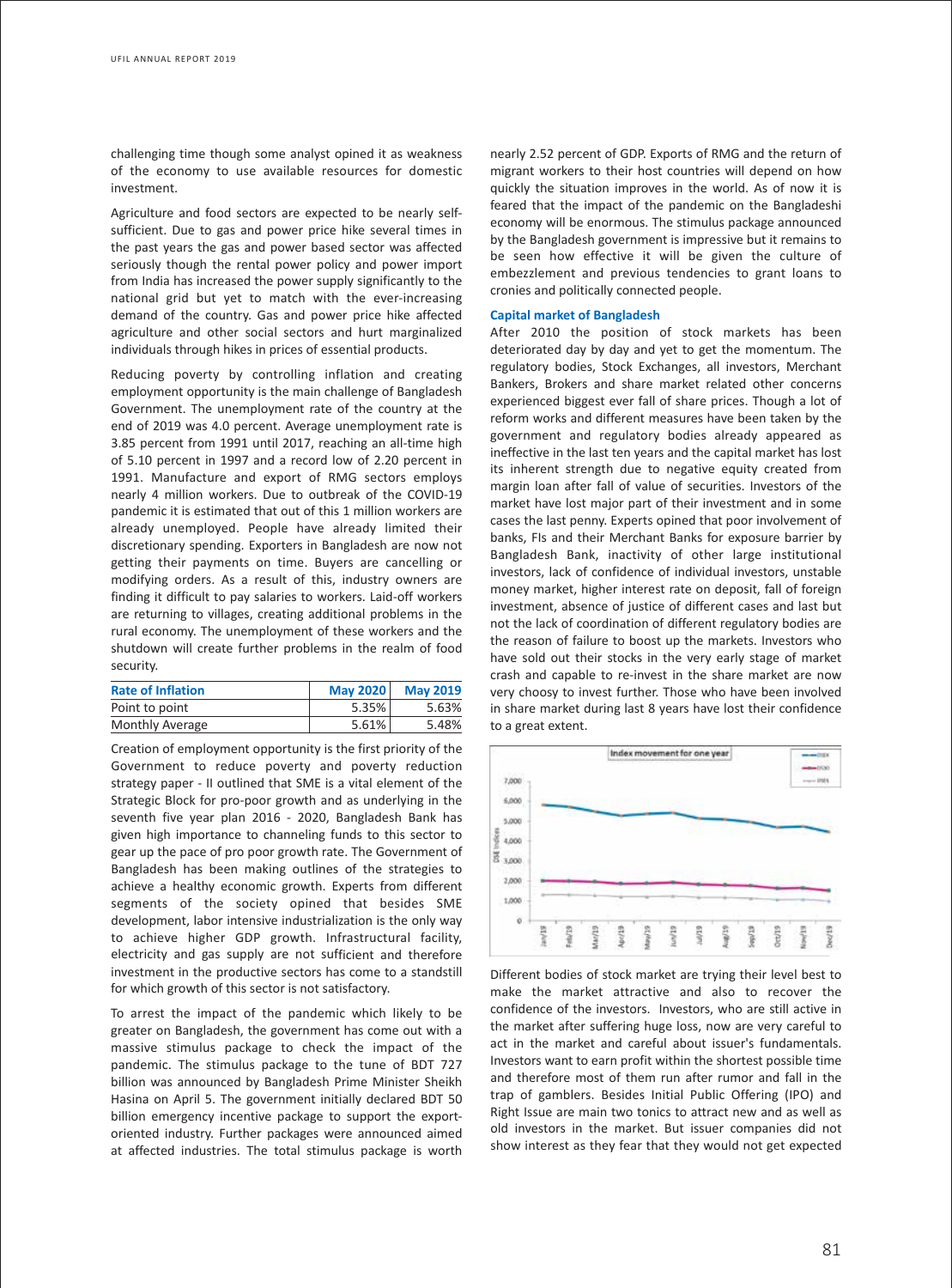challenging time though some analyst opined it as weakness of the economy to use available resources for domestic investment.

Agriculture and food sectors are expected to be nearly self-sufficient. Due to gas and power price hike several times in the past years the gas and power based sector was affected seriously though the rental power policy and power import from India has increased the power supply significantly to the national grid but yet to match with the ever-increasing demand of the country. Gas and power price hike affected agriculture and other social sectors and hurt marginalized individuals through hikes in prices of essential products.

Reducing poverty by controlling inflation and creating employment opportunity is the main challenge of Bangladesh Government. The unemployment rate of the country at the end of 2019 was 4.0 percent. Average unemployment rate is 3.85 percent from 1991 until 2017, reaching an all-time high of 5.10 percent in 1997 and a record low of 2.20 percent in 1991. Manufacture and export of RMG sectors employs nearly 4 million workers. Due to outbreak of the COVID-19 pandemic it is estimated that out of this 1 million workers are already unemployed. People have already limited their discretionary spending. Exporters in Bangladesh are now not getting their payments on time. Buyers are cancelling or modifying orders. As a result of this, industry owners are finding it difficult to pay salaries to workers. Laid-off workers are returning to villages, creating additional problems in the rural economy. The unemployment of these workers and the shutdown will create further problems in the realm of food security.

| Rate of Inflation | May 2020 | May 2019 |
|---|---|---|
| Point to point | 5.35% | 5.63% |
| Monthly Average | 5.61% | 5.48% |

Creation of employment opportunity is the first priority of the Government to reduce poverty and poverty reduction strategy paper - II outlined that SME is a vital element of the Strategic Block for pro-poor growth and as underlying in the seventh five year plan 2016 - 2020, Bangladesh Bank has given high importance to channeling funds to this sector to gear up the pace of pro poor growth rate. The Government of Bangladesh has been making outlines of the strategies to achieve a healthy economic growth. Experts from different segments of the society opined that besides SME development, labor intensive industrialization is the only way to achieve higher GDP growth. Infrastructural facility, electricity and gas supply are not sufficient and therefore investment in the productive sectors has come to a standstill for which growth of this sector is not satisfactory.

To arrest the impact of the pandemic which likely to be greater on Bangladesh, the government has come out with a massive stimulus package to check the impact of the pandemic. The stimulus package to the tune of BDT 727 billion was announced by Bangladesh Prime Minister Sheikh Hasina on April 5. The government initially declared BDT 50 billion emergency incentive package to support the export-oriented industry. Further packages were announced aimed at affected industries. The total stimulus package is worth nearly 2.52 percent of GDP. Exports of RMG and the return of migrant workers to their host countries will depend on how quickly the situation improves in the world. As of now it is feared that the impact of the pandemic on the Bangladeshi economy will be enormous. The stimulus package announced by the Bangladesh government is impressive but it remains to be seen how effective it will be given the culture of embezzlement and previous tendencies to grant loans to cronies and politically connected people.

### Capital market of Bangladesh

After 2010 the position of stock markets has been deteriorated day by day and yet to get the momentum. The regulatory bodies, Stock Exchanges, all investors, Merchant Bankers, Brokers and share market related other concerns experienced biggest ever fall of share prices. Though a lot of reform works and different measures have been taken by the government and regulatory bodies already appeared as ineffective in the last ten years and the capital market has lost its inherent strength due to negative equity created from margin loan after fall of value of securities. Investors of the market have lost major part of their investment and in some cases the last penny. Experts opined that poor involvement of banks, FIs and their Merchant Banks for exposure barrier by Bangladesh Bank, inactivity of other large institutional investors, lack of confidence of individual investors, unstable money market, higher interest rate on deposit, fall of foreign investment, absence of justice of different cases and last but not the lack of coordination of different regulatory bodies are the reason of failure to boost up the markets. Investors who have sold out their stocks in the very early stage of market crash and capable to re-invest in the share market are now very choosy to invest further. Those who have been involved in share market during last 8 years have lost their confidence to a great extent.

Index movement for one year

Different bodies of stock market are trying their level best to make the market attractive and also to recover the confidence of the investors. Investors, who are still active in the market after suffering huge loss, now are very careful to act in the market and careful about issuer's fundamentals. Investors want to earn profit within the shortest possible time and therefore most of them run after rumor and fall in the trap of gamblers. Besides Initial Public Offering (IPO) and Right Issue are main two tonics to attract new and as well as old investors in the market. But issuer companies did not show interest as they fear that they would not get expected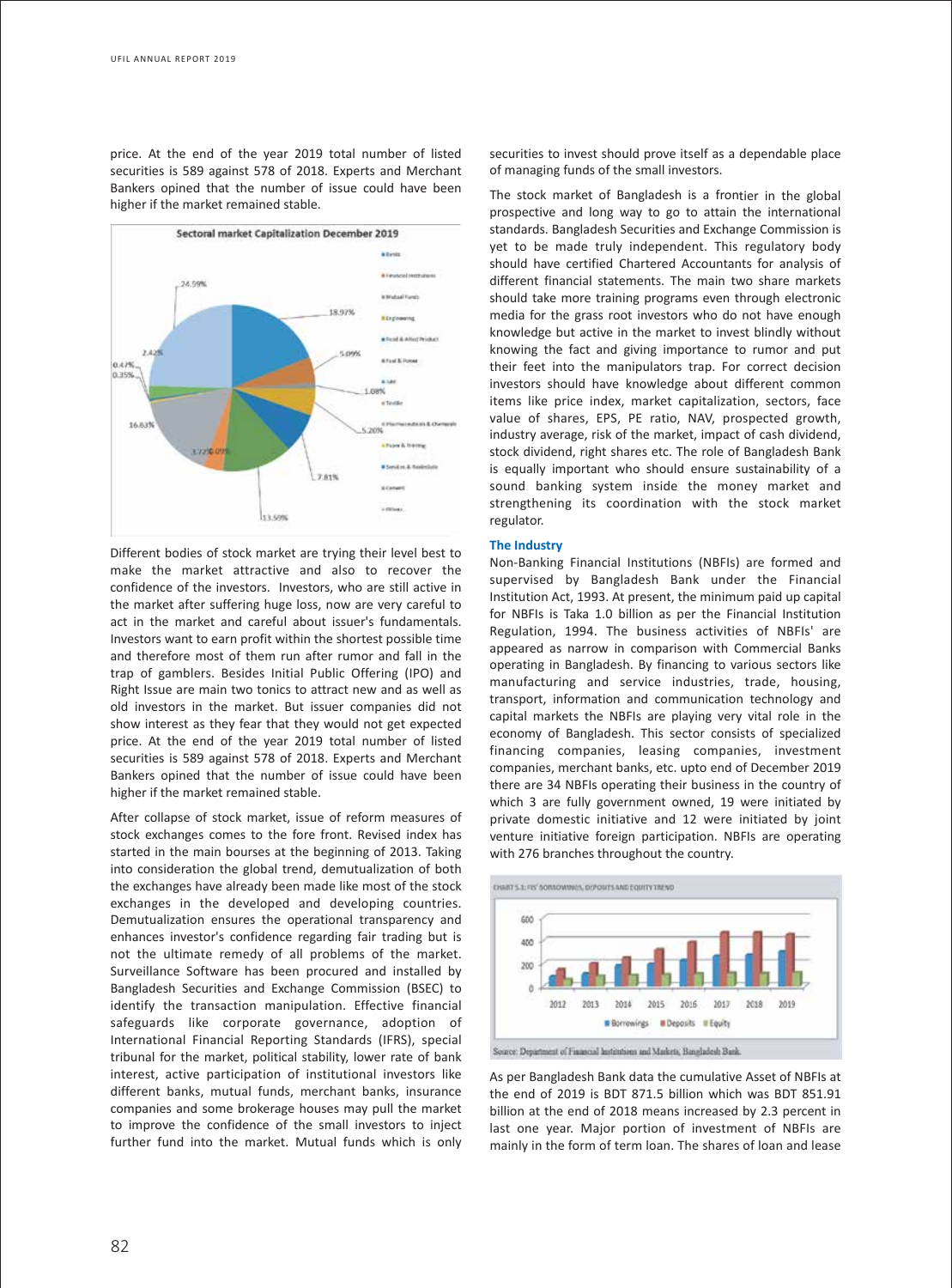price. At the end of the year 2019 total number of listed securities is 589 against 578 of 2018. Experts and Merchant Bankers opined that the number of issue could have been higher if the market remained stable.

Sectoral market Capitalization December 2019

Different bodies of stock market are trying their level best to make the market attractive and also to recover the confidence of the investors. Investors, who are still active in the market after suffering huge loss, now are very careful to act in the market and careful about issuer's fundamentals. Investors want to earn profit within the shortest possible time and therefore most of them run after rumor and fall in the trap of gamblers. Besides Initial Public Offering (IPO) and Right Issue are main two tonics to attract new and as well as old investors in the market. But issuer companies did not show interest as they fear that they would not get expected price. At the end of the year 2019 total number of listed securities is 589 against 578 of 2018. Experts and Merchant Bankers opined that the number of issue could have been higher if the market remained stable.

After collapse of stock market, issue of reform measures of stock exchanges comes to the fore front. Revised index has started in the main bourses at the beginning of 2013. Taking into consideration the global trend, demutualization of both the exchanges have already been made like most of the stock exchanges in the developed and developing countries. Demutualization ensures the operational transparency and enhances investor's confidence regarding fair trading but is not the ultimate remedy of all problems of the market. Surveillance Software has been procured and installed by Bangladesh Securities and Exchange Commission (BSEC) to identify the transaction manipulation. Effective financial safeguards like corporate governance, adoption of International Financial Reporting Standards (IFRS), special tribunal for the market, political stability, lower rate of bank interest, active participation of institutional investors like different banks, mutual funds, merchant banks, insurance companies and some brokerage houses may pull the market to improve the confidence of the small investors to inject further fund into the market. Mutual funds which is only securities to invest should prove itself as a dependable place of managing funds of the small investors.

The stock market of Bangladesh is a frontier in the global prospective and long way to go to attain the international standards. Bangladesh Securities and Exchange Commission is yet to be made truly independent. This regulatory body should have certified Chartered Accountants for analysis of different financial statements. The main two share markets should take more training programs even through electronic media for the grass root investors who do not have enough knowledge but active in the market to invest blindly without knowing the fact and giving importance to rumor and put their feet into the manipulators trap. For correct decision investors should have knowledge about different common items like price index, market capitalization, sectors, face value of shares, EPS, PE ratio, NAV, prospected growth, industry average, risk of the market, impact of cash dividend, stock dividend, right shares etc. The role of Bangladesh Bank is equally important who should ensure sustainability of a sound banking system inside the money market and strengthening its coordination with the stock market regulator.

### The Industry

Non-Banking Financial Institutions (NBFIs) are formed and supervised by Bangladesh Bank under the Financial Institution Act, 1993. At present, the minimum paid up capital for NBFIs is Taka 1.0 billion as per the Financial Institution Regulation, 1994. The business activities of NBFIs' are appeared as narrow in comparison with Commercial Banks operating in Bangladesh. By financing to various sectors like manufacturing and service industries, trade, housing, transport, information and communication technology and capital markets the NBFIs are playing very vital role in the economy of Bangladesh. This sector consists of specialized financing companies, leasing companies, investment companies, merchant banks, etc. upto end of December 2019 there are 34 NBFIs operating their business in the country of which 3 are fully government owned, 19 were initiated by private domestic initiative and 12 were initiated by joint venture initiative foreign participation. NBFIs are operating with 276 branches throughout the country.

CHART 5.1: FIS' BORROWINGS, DEPOSITS AND EQUITY TREND

Source: Department of Financial Institutions and Markets, Bangladesh Bank.

As per Bangladesh Bank data the cumulative Asset of NBFIs at the end of 2019 is BDT 871.5 billion which was BDT 851.91 billion at the end of 2018 means increased by 2.3 percent in last one year. Major portion of investment of NBFIs are mainly in the form of term loan. The shares of loan and lease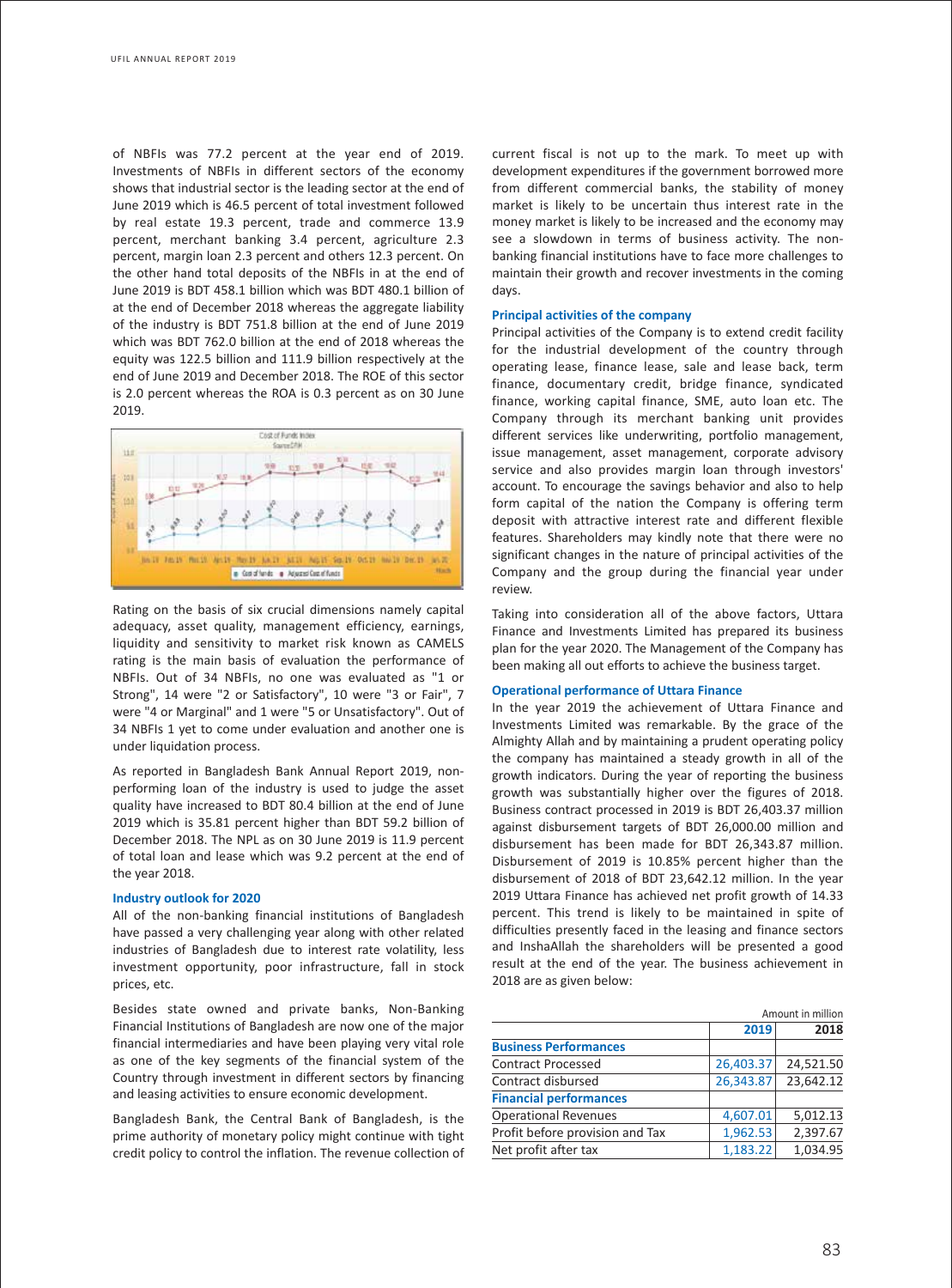of NBFIs was 77.2 percent at the year end of 2019. Investments of NBFIs in different sectors of the economy shows that industrial sector is the leading sector at the end of June 2019 which is 46.5 percent of total investment followed by real estate 19.3 percent, trade and commerce 13.9 percent, merchant banking 3.4 percent, agriculture 2.3 percent, margin loan 2.3 percent and others 12.3 percent. On the other hand total deposits of the NBFIs in at the end of June 2019 is BDT 458.1 billion which was BDT 480.1 billion of at the end of December 2018 whereas the aggregate liability of the industry is BDT 751.8 billion at the end of June 2019 which was BDT 762.0 billion at the end of 2018 whereas the equity was 122.5 billion and 111.9 billion respectively at the end of June 2019 and December 2018. The ROE of this sector is 2.0 percent whereas the ROA is 0.3 percent as on 30 June 2019.

Rating on the basis of six crucial dimensions namely capital adequacy, asset quality, management efficiency, earnings, liquidity and sensitivity to market risk known as CAMELS rating is the main basis of evaluation the performance of NBFIs. Out of 34 NBFIs, no one was evaluated as "1 or Strong", 14 were "2 or Satisfactory", 10 were "3 or Fair", 7 were "4 or Marginal" and 1 were "5 or Unsatisfactory". Out of 34 NBFIs 1 yet to come under evaluation and another one is under liquidation process.

As reported in Bangladesh Bank Annual Report 2019, non-performing loan of the industry is used to judge the asset quality have increased to BDT 80.4 billion at the end of June 2019 which is 35.81 percent higher than BDT 59.2 billion of December 2018. The NPL as on 30 June 2019 is 11.9 percent of total loan and lease which was 9.2 percent at the end of the year 2018.

### Industry outlook for 2020

All of the non-banking financial institutions of Bangladesh have passed a very challenging year along with other related industries of Bangladesh due to interest rate volatility, less investment opportunity, poor infrastructure, fall in stock prices, etc.

Besides state owned and private banks, Non-Banking Financial Institutions of Bangladesh are now one of the major financial intermediaries and have been playing very vital role as one of the key segments of the financial system of the Country through investment in different sectors by financing and leasing activities to ensure economic development.

Bangladesh Bank, the Central Bank of Bangladesh, is the prime authority of monetary policy might continue with tight credit policy to control the inflation. The revenue collection of current fiscal is not up to the mark. To meet up with development expenditures if the government borrowed more from different commercial banks, the stability of money market is likely to be uncertain thus interest rate in the money market is likely to be increased and the economy may see a slowdown in terms of business activity. The non-banking financial institutions have to face more challenges to maintain their growth and recover investments in the coming days.

### Principal activities of the company

Principal activities of the Company is to extend credit facility for the industrial development of the country through operating lease, finance lease, sale and lease back, term finance, documentary credit, bridge finance, syndicated finance, working capital finance, SME, auto loan etc. The Company through its merchant banking unit provides different services like underwriting, portfolio management, issue management, asset management, corporate advisory service and also provides margin loan through investors' account. To encourage the savings behavior and also to help form capital of the nation the Company is offering term deposit with attractive interest rate and different flexible features. Shareholders may kindly note that there were no significant changes in the nature of principal activities of the Company and the group during the financial year under review.

Taking into consideration all of the above factors, Uttara Finance and Investments Limited has prepared its business plan for the year 2020. The Management of the Company has been making all out efforts to achieve the business target.

### Operational performance of Uttara Finance

In the year 2019 the achievement of Uttara Finance and Investments Limited was remarkable. By the grace of the Almighty Allah and by maintaining a prudent operating policy the company has maintained a steady growth in all of the growth indicators. During the year of reporting the business growth was substantially higher over the figures of 2018. Business contract processed in 2019 is BDT 26,403.37 million against disbursement targets of BDT 26,000.00 million and disbursement has been made for BDT 26,343.87 million. Disbursement of 2019 is 10.85% percent higher than the disbursement of 2018 of BDT 23,642.12 million. In the year 2019 Uttara Finance has achieved net profit growth of 14.33 percent. This trend is likely to be maintained in spite of difficulties presently faced in the leasing and finance sectors and InshaAllah the shareholders will be presented a good result at the end of the year. The business achievement in 2018 are as given below:

Amount in million

| | 2019 | 2018 |
|---|---|---|
| **Business Performances** | | |
| Contract Processed | 26,403.37 | 24,521.50 |
| Contract disbursed | 26,343.87 | 23,642.12 |
| **Financial performances** | | |
| Operational Revenues | 4,607.01 | 5,012.13 |
| Profit before provision and Tax | 1,962.53 | 2,397.67 |
| Net profit after tax | 1,183.22 | 1,034.95 |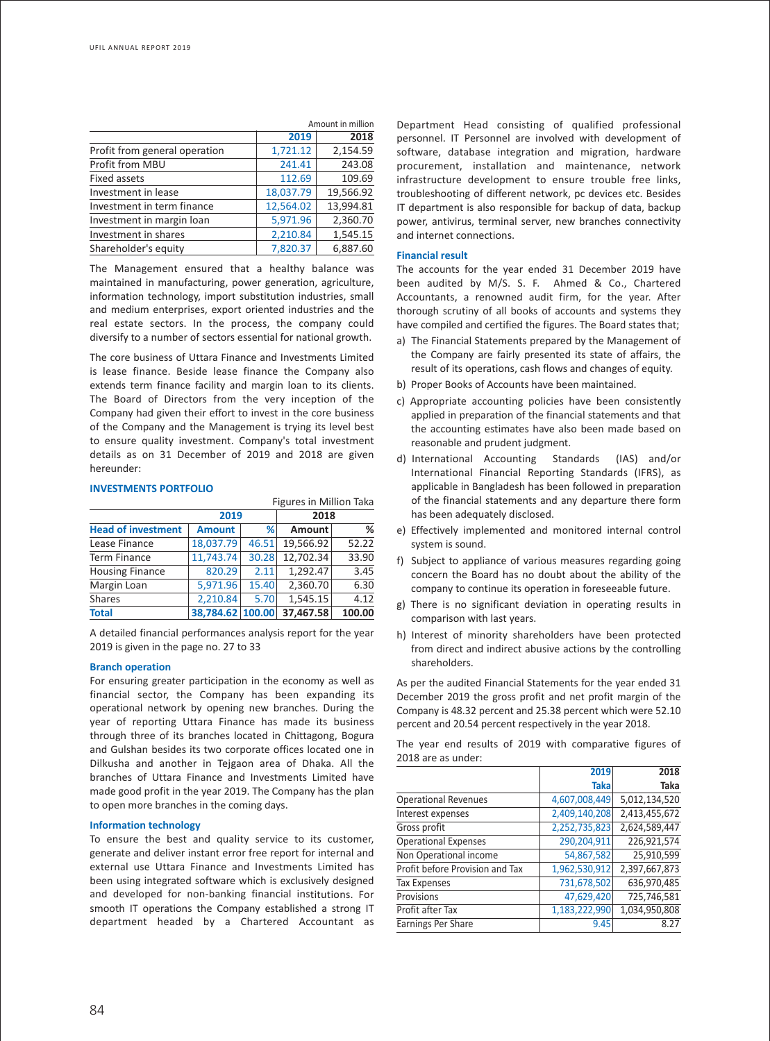Amount in million

| | 2019 | 2018 |
|---|---|---|
| Profit from general operation | 1,721.12 | 2,154.59 |
| Profit from MBU | 241.41 | 243.08 |
| Fixed assets | 112.69 | 109.69 |
| Investment in lease | 18,037.79 | 19,566.92 |
| Investment in term finance | 12,564.02 | 13,994.81 |
| Investment in margin loan | 5,971.96 | 2,360.70 |
| Investment in shares | 2,210.84 | 1,545.15 |
| Shareholder's equity | 7,820.37 | 6,887.60 |

The Management ensured that a healthy balance was maintained in manufacturing, power generation, agriculture, information technology, import substitution industries, small and medium enterprises, export oriented industries and the real estate sectors. In the process, the company could diversify to a number of sectors essential for national growth.

The core business of Uttara Finance and Investments Limited is lease finance. Beside lease finance the Company also extends term finance facility and margin loan to its clients. The Board of Directors from the very inception of the Company had given their effort to invest in the core business of the Company and the Management is trying its level best to ensure quality investment. Company's total investment details as on 31 December of 2019 and 2018 are given hereunder:

#### INVESTMENTS PORTFOLIO

Figures in Million Taka

| | 2019 | | 2018 | |
|---|---|---|---|---|
| **Head of investment** | **Amount** | **%** | **Amount** | **%** |
| Lease Finance | 18,037.79 | 46.51 | 19,566.92 | 52.22 |
| Term Finance | 11,743.74 | 30.28 | 12,702.34 | 33.90 |
| Housing Finance | 820.29 | 2.11 | 1,292.47 | 3.45 |
| Margin Loan | 5,971.96 | 15.40 | 2,360.70 | 6.30 |
| Shares | 2,210.84 | 5.70 | 1,545.15 | 4.12 |
| **Total** | **38,784.62** | **100.00** | **37,467.58** | **100.00** |

A detailed financial performances analysis report for the year 2019 is given in the page no. 27 to 33

#### Branch operation

For ensuring greater participation in the economy as well as financial sector, the Company has been expanding its operational network by opening new branches. During the year of reporting Uttara Finance has made its business through three of its branches located in Chittagong, Bogura and Gulshan besides its two corporate offices located one in Dilkusha and another in Tejgaon area of Dhaka. All the branches of Uttara Finance and Investments Limited have made good profit in the year 2019. The Company has the plan to open more branches in the coming days.

#### Information technology

To ensure the best and quality service to its customer, generate and deliver instant error free report for internal and external use Uttara Finance and Investments Limited has been using integrated software which is exclusively designed and developed for non-banking financial institutions. For smooth IT operations the Company established a strong IT department headed by a Chartered Accountant as Department Head consisting of qualified professional personnel. IT Personnel are involved with development of software, database integration and migration, hardware procurement, installation and maintenance, network infrastructure development to ensure trouble free links, troubleshooting of different network, pc devices etc. Besides IT department is also responsible for backup of data, backup power, antivirus, terminal server, new branches connectivity and internet connections.

#### Financial result

The accounts for the year ended 31 December 2019 have been audited by M/S. S. F. Ahmed & Co., Chartered Accountants, a renowned audit firm, for the year. After thorough scrutiny of all books of accounts and systems they have compiled and certified the figures. The Board states that;

a) The Financial Statements prepared by the Management of the Company are fairly presented its state of affairs, the result of its operations, cash flows and changes of equity.
b) Proper Books of Accounts have been maintained.
c) Appropriate accounting policies have been consistently applied in preparation of the financial statements and that the accounting estimates have also been made based on reasonable and prudent judgment.
d) International Accounting Standards (IAS) and/or International Financial Reporting Standards (IFRS), as applicable in Bangladesh has been followed in preparation of the financial statements and any departure there form has been adequately disclosed.
e) Effectively implemented and monitored internal control system is sound.
f) Subject to appliance of various measures regarding going concern the Board has no doubt about the ability of the company to continue its operation in foreseeable future.
g) There is no significant deviation in operating results in comparison with last years.
h) Interest of minority shareholders have been protected from direct and indirect abusive actions by the controlling shareholders.

As per the audited Financial Statements for the year ended 31 December 2019 the gross profit and net profit margin of the Company is 48.32 percent and 25.38 percent which were 52.10 percent and 20.54 percent respectively in the year 2018.

The year end results of 2019 with comparative figures of 2018 are as under:

| | 2019<br>Taka | 2018<br>Taka |
|---|---|---|
| Operational Revenues | 4,607,008,449 | 5,012,134,520 |
| Interest expenses | 2,409,140,208 | 2,413,455,672 |
| Gross profit | 2,252,735,823 | 2,624,589,447 |
| Operational Expenses | 290,204,911 | 226,921,574 |
| Non Operational income | 54,867,582 | 25,910,599 |
| Profit before Provision and Tax | 1,962,530,912 | 2,397,667,873 |
| Tax Expenses | 731,678,502 | 636,970,485 |
| Provisions | 47,629,420 | 725,746,581 |
| Profit after Tax | 1,183,222,990 | 1,034,950,808 |
| Earnings Per Share | 9.45 | 8.27 |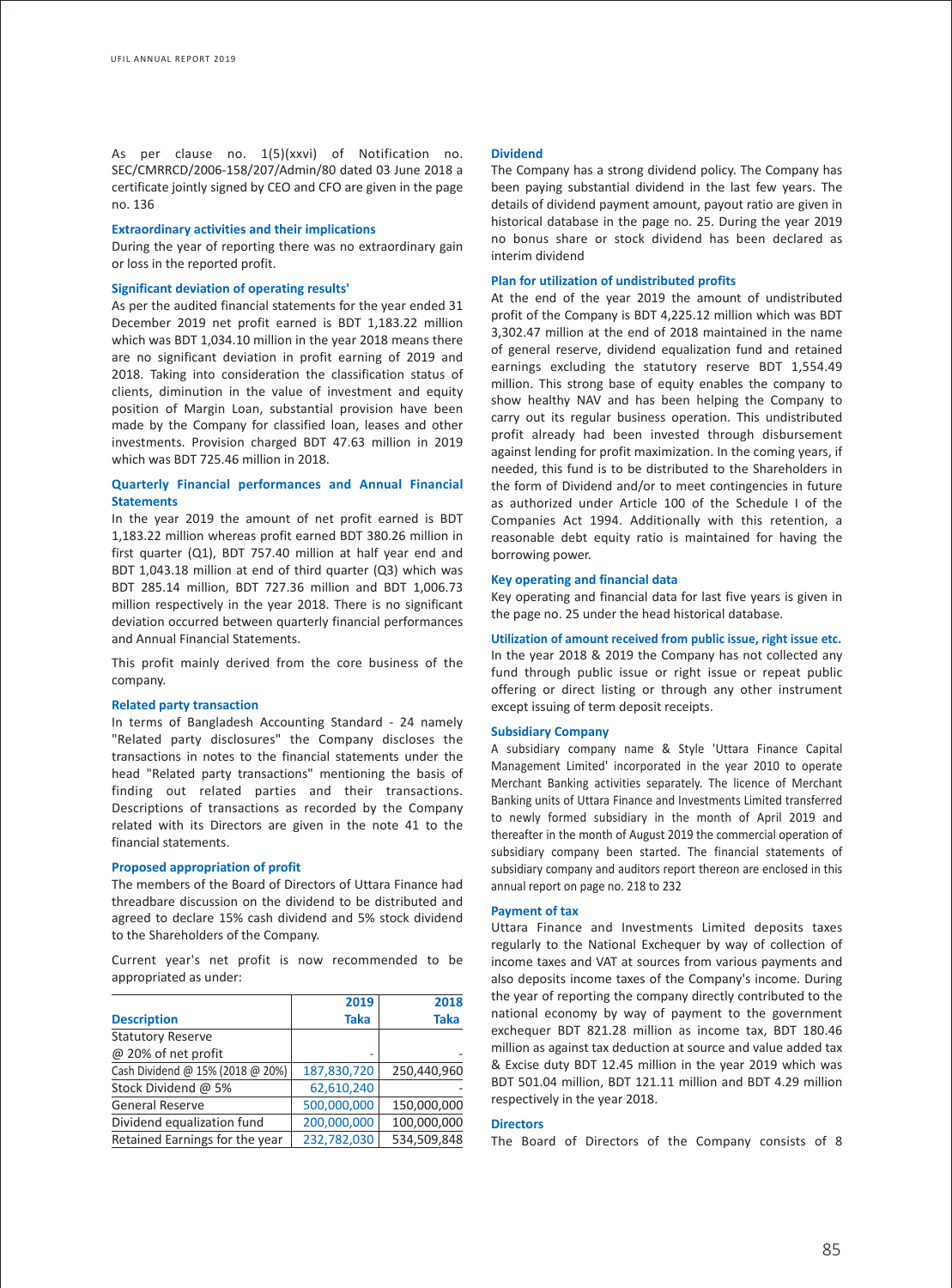As per clause no. 1(5)(xxvi) of Notification no. SEC/CMRRCD/2006-158/207/Admin/80 dated 03 June 2018 a certificate jointly signed by CEO and CFO are given in the page no. 136

### Extraordinary activities and their implications

During the year of reporting there was no extraordinary gain or loss in the reported profit.

### Significant deviation of operating results'

As per the audited financial statements for the year ended 31 December 2019 net profit earned is BDT 1,183.22 million which was BDT 1,034.10 million in the year 2018 means there are no significant deviation in profit earning of 2019 and 2018. Taking into consideration the classification status of clients, diminution in the value of investment and equity position of Margin Loan, substantial provision have been made by the Company for classified loan, leases and other investments. Provision charged BDT 47.63 million in 2019 which was BDT 725.46 million in 2018.

### Quarterly Financial performances and Annual Financial Statements

In the year 2019 the amount of net profit earned is BDT 1,183.22 million whereas profit earned BDT 380.26 million in first quarter (Q1), BDT 757.40 million at half year end and BDT 1,043.18 million at end of third quarter (Q3) which was BDT 285.14 million, BDT 727.36 million and BDT 1,006.73 million respectively in the year 2018. There is no significant deviation occurred between quarterly financial performances and Annual Financial Statements.

This profit mainly derived from the core business of the company.

### Related party transaction

In terms of Bangladesh Accounting Standard - 24 namely "Related party disclosures" the Company discloses the transactions in notes to the financial statements under the head "Related party transactions" mentioning the basis of finding out related parties and their transactions. Descriptions of transactions as recorded by the Company related with its Directors are given in the note 41 to the financial statements.

### Proposed appropriation of profit

The members of the Board of Directors of Uttara Finance had threadbare discussion on the dividend to be distributed and agreed to declare 15% cash dividend and 5% stock dividend to the Shareholders of the Company.

Current year's net profit is now recommended to be appropriated as under:

| Description | 2019 Taka | 2018 Taka |
|---|---|---|
| Statutory Reserve @ 20% of net profit | - | - |
| Cash Dividend @ 15% (2018 @ 20%) | 187,830,720 | 250,440,960 |
| Stock Dividend @ 5% | 62,610,240 | - |
| General Reserve | 500,000,000 | 150,000,000 |
| Dividend equalization fund | 200,000,000 | 100,000,000 |
| Retained Earnings for the year | 232,782,030 | 534,509,848 |

### Dividend

The Company has a strong dividend policy. The Company has been paying substantial dividend in the last few years. The details of dividend payment amount, payout ratio are given in historical database in the page no. 25. During the year 2019 no bonus share or stock dividend has been declared as interim dividend

### Plan for utilization of undistributed profits

At the end of the year 2019 the amount of undistributed profit of the Company is BDT 4,225.12 million which was BDT 3,302.47 million at the end of 2018 maintained in the name of general reserve, dividend equalization fund and retained earnings excluding the statutory reserve BDT 1,554.49 million. This strong base of equity enables the company to show healthy NAV and has been helping the Company to carry out its regular business operation. This undistributed profit already had been invested through disbursement against lending for profit maximization. In the coming years, if needed, this fund is to be distributed to the Shareholders in the form of Dividend and/or to meet contingencies in future as authorized under Article 100 of the Schedule I of the Companies Act 1994. Additionally with this retention, a reasonable debt equity ratio is maintained for having the borrowing power.

### Key operating and financial data

Key operating and financial data for last five years is given in the page no. 25 under the head historical database.

### Utilization of amount received from public issue, right issue etc.

In the year 2018 & 2019 the Company has not collected any fund through public issue or right issue or repeat public offering or direct listing or through any other instrument except issuing of term deposit receipts.

### Subsidiary Company

A subsidiary company name & Style 'Uttara Finance Capital Management Limited' incorporated in the year 2010 to operate Merchant Banking activities separately. The licence of Merchant Banking units of Uttara Finance and Investments Limited transferred to newly formed subsidiary in the month of April 2019 and thereafter in the month of August 2019 the commercial operation of subsidiary company been started. The financial statements of subsidiary company and auditors report thereon are enclosed in this annual report on page no. 218 to 232

### Payment of tax

Uttara Finance and Investments Limited deposits taxes regularly to the National Exchequer by way of collection of income taxes and VAT at sources from various payments and also deposits income taxes of the Company's income. During the year of reporting the company directly contributed to the national economy by way of payment to the government exchequer BDT 821.28 million as income tax, BDT 180.46 million as against tax deduction at source and value added tax & Excise duty BDT 12.45 million in the year 2019 which was BDT 501.04 million, BDT 121.11 million and BDT 4.29 million respectively in the year 2018.

### Directors

The Board of Directors of the Company consists of 8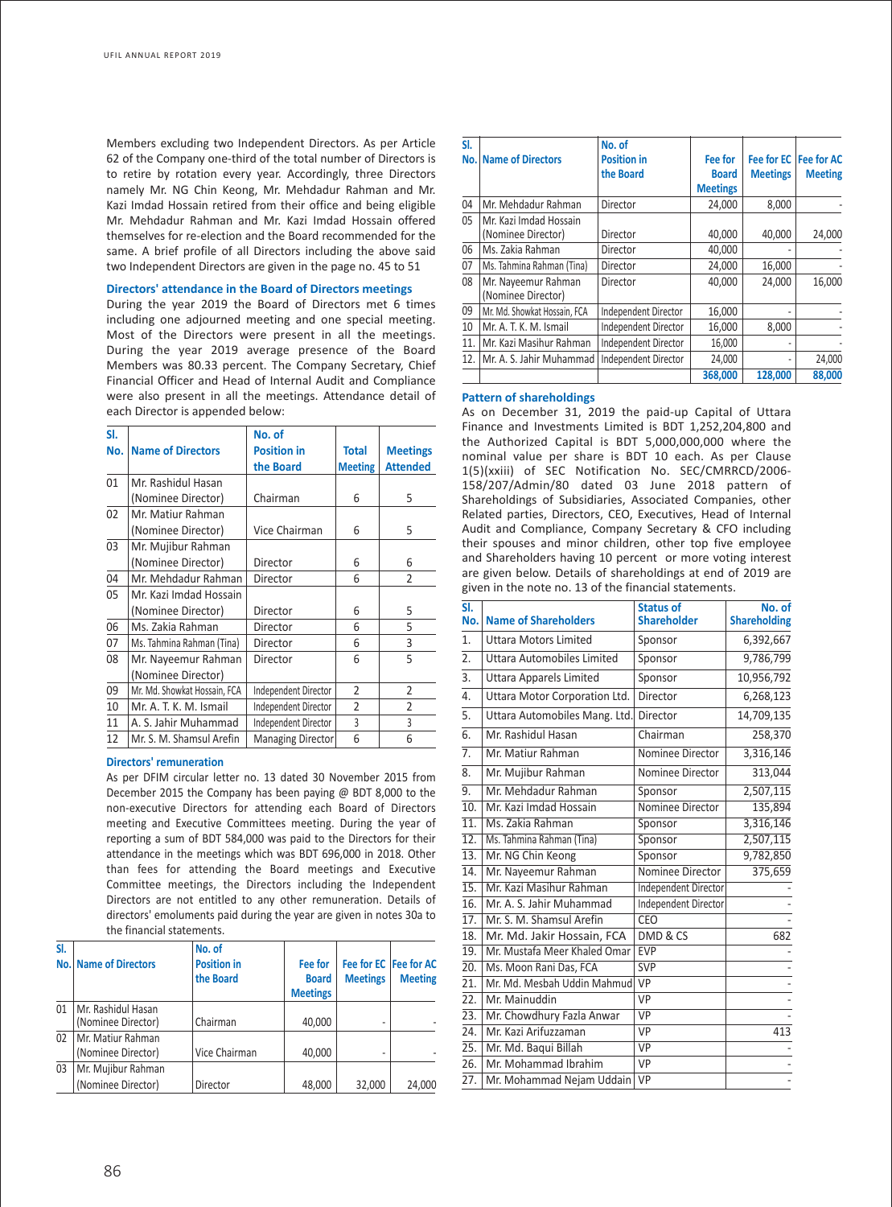Members excluding two Independent Directors. As per Article 62 of the Company one-third of the total number of Directors is to retire by rotation every year. Accordingly, three Directors namely Mr. NG Chin Keong, Mr. Mehdadur Rahman and Mr. Kazi Imdad Hossain retired from their office and being eligible Mr. Mehdadur Rahman and Mr. Kazi Imdad Hossain offered themselves for re-election and the Board recommended for the same. A brief profile of all Directors including the above said two Independent Directors are given in the page no. 45 to 51

### Directors' attendance in the Board of Directors meetings

During the year 2019 the Board of Directors met 6 times including one adjourned meeting and one special meeting. Most of the Directors were present in all the meetings. During the year 2019 average presence of the Board Members was 80.33 percent. The Company Secretary, Chief Financial Officer and Head of Internal Audit and Compliance were also present in all the meetings. Attendance detail of each Director is appended below:

| Sl. No. | Name of Directors | No. of Position in the Board | Total Meeting | Meetings Attended |
|---|---|---|---|---|
| 01 | Mr. Rashidul Hasan (Nominee Director) | Chairman | 6 | 5 |
| 02 | Mr. Matiur Rahman (Nominee Director) | Vice Chairman | 6 | 5 |
| 03 | Mr. Mujibur Rahman (Nominee Director) | Director | 6 | 6 |
| 04 | Mr. Mehdadur Rahman | Director | 6 | 2 |
| 05 | Mr. Kazi Imdad Hossain (Nominee Director) | Director | 6 | 5 |
| 06 | Ms. Zakia Rahman | Director | 6 | 5 |
| 07 | Ms. Tahmina Rahman (Tina) | Director | 6 | 3 |
| 08 | Mr. Nayeemur Rahman (Nominee Director) | Director | 6 | 5 |
| 09 | Mr. Md. Showkat Hossain, FCA | Independent Director | 2 | 2 |
| 10 | Mr. A. T. K. M. Ismail | Independent Director | 2 | 2 |
| 11 | A. S. Jahir Muhammad | Independent Director | 3 | 3 |
| 12 | Mr. S. M. Shamsul Arefin | Managing Director | 6 | 6 |

### Directors' remuneration

As per DFIM circular letter no. 13 dated 30 November 2015 from December 2015 the Company has been paying @ BDT 8,000 to the non-executive Directors for attending each Board of Directors meeting and Executive Committees meeting. During the year of reporting a sum of BDT 584,000 was paid to the Directors for their attendance in the meetings which was BDT 696,000 in 2018. Other than fees for attending the Board meetings and Executive Committee meetings, the Directors including the Independent Directors are not entitled to any other remuneration. Details of directors' emoluments paid during the year are given in notes 30a to the financial statements.

| Sl. No. | Name of Directors | No. of Position in the Board | Fee for Board Meetings | Fee for EC Meetings | Fee for AC Meeting |
|---|---|---|---|---|---|
| 01 | Mr. Rashidul Hasan (Nominee Director) | Chairman | 40,000 | - | - |
| 02 | Mr. Matiur Rahman (Nominee Director) | Vice Chairman | 40,000 | - | - |
| 03 | Mr. Mujibur Rahman (Nominee Director) | Director | 48,000 | 32,000 | 24,000 |
| 04 | Mr. Mehdadur Rahman | Director | 24,000 | 8,000 | - |
| 05 | Mr. Kazi Imdad Hossain (Nominee Director) | Director | 40,000 | 40,000 | 24,000 |
| 06 | Ms. Zakia Rahman | Director | 40,000 | - | - |
| 07 | Ms. Tahmina Rahman (Tina) | Director | 24,000 | 16,000 | - |
| 08 | Mr. Nayeemur Rahman (Nominee Director) | Director | 40,000 | 24,000 | 16,000 |
| 09 | Mr. Md. Showkat Hossain, FCA | Independent Director | 16,000 | - | - |
| 10 | Mr. A. T. K. M. Ismail | Independent Director | 16,000 | 8,000 | - |
| 11. | Mr. Kazi Masihur Rahman | Independent Director | 16,000 | - | - |
| 12. | Mr. A. S. Jahir Muhammad | Independent Director | 24,000 | - | 24,000 |
| | | | **368,000** | **128,000** | **88,000** |

### Pattern of shareholdings

As on December 31, 2019 the paid-up Capital of Uttara Finance and Investments Limited is BDT 1,252,204,800 and the Authorized Capital is BDT 5,000,000,000 where the nominal value per share is BDT 10 each. As per Clause 1(5)(xxiii) of SEC Notification No. SEC/CMRRCD/2006-158/207/Admin/80 dated 03 June 2018 pattern of Shareholdings of Subsidiaries, Associated Companies, other Related parties, Directors, CEO, Executives, Head of Internal Audit and Compliance, Company Secretary & CFO including their spouses and minor children, other top five employee and Shareholders having 10 percent or more voting interest are given below. Details of shareholdings at end of 2019 are given in the note no. 13 of the financial statements.

| Sl. No. | Name of Shareholders | Status of Shareholder | No. of Shareholding |
|---|---|---|---|
| 1. | Uttara Motors Limited | Sponsor | 6,392,667 |
| 2. | Uttara Automobiles Limited | Sponsor | 9,786,799 |
| 3. | Uttara Apparels Limited | Sponsor | 10,956,792 |
| 4. | Uttara Motor Corporation Ltd. | Director | 6,268,123 |
| 5. | Uttara Automobiles Mang. Ltd. | Director | 14,709,135 |
| 6. | Mr. Rashidul Hasan | Chairman | 258,370 |
| 7. | Mr. Matiur Rahman | Nominee Director | 3,316,146 |
| 8. | Mr. Mujibur Rahman | Nominee Director | 313,044 |
| 9. | Mr. Mehdadur Rahman | Sponsor | 2,507,115 |
| 10. | Mr. Kazi Imdad Hossain | Nominee Director | 135,894 |
| 11. | Ms. Zakia Rahman | Sponsor | 3,316,146 |
| 12. | Ms. Tahmina Rahman (Tina) | Sponsor | 2,507,115 |
| 13. | Mr. NG Chin Keong | Sponsor | 9,782,850 |
| 14. | Mr. Nayeemur Rahman | Nominee Director | 375,659 |
| 15. | Mr. Kazi Masihur Rahman | Independent Director | - |
| 16. | Mr. A. S. Jahir Muhammad | Independent Director | - |
| 17. | Mr. S. M. Shamsul Arefin | CEO | - |
| 18. | Mr. Md. Jakir Hossain, FCA | DMD & CS | 682 |
| 19. | Mr. Mustafa Meer Khaled Omar | EVP | - |
| 20. | Ms. Moon Rani Das, FCA | SVP | - |
| 21. | Mr. Md. Mesbah Uddin Mahmud | VP | - |
| 22. | Mr. Mainuddin | VP | - |
| 23. | Mr. Chowdhury Fazla Anwar | VP | - |
| 24. | Mr. Kazi Arifuzzaman | VP | 413 |
| 25. | Mr. Md. Baqui Billah | VP | - |
| 26. | Mr. Mohammad Ibrahim | VP | - |
| 27. | Mr. Mohammad Nejam Uddain | VP | - |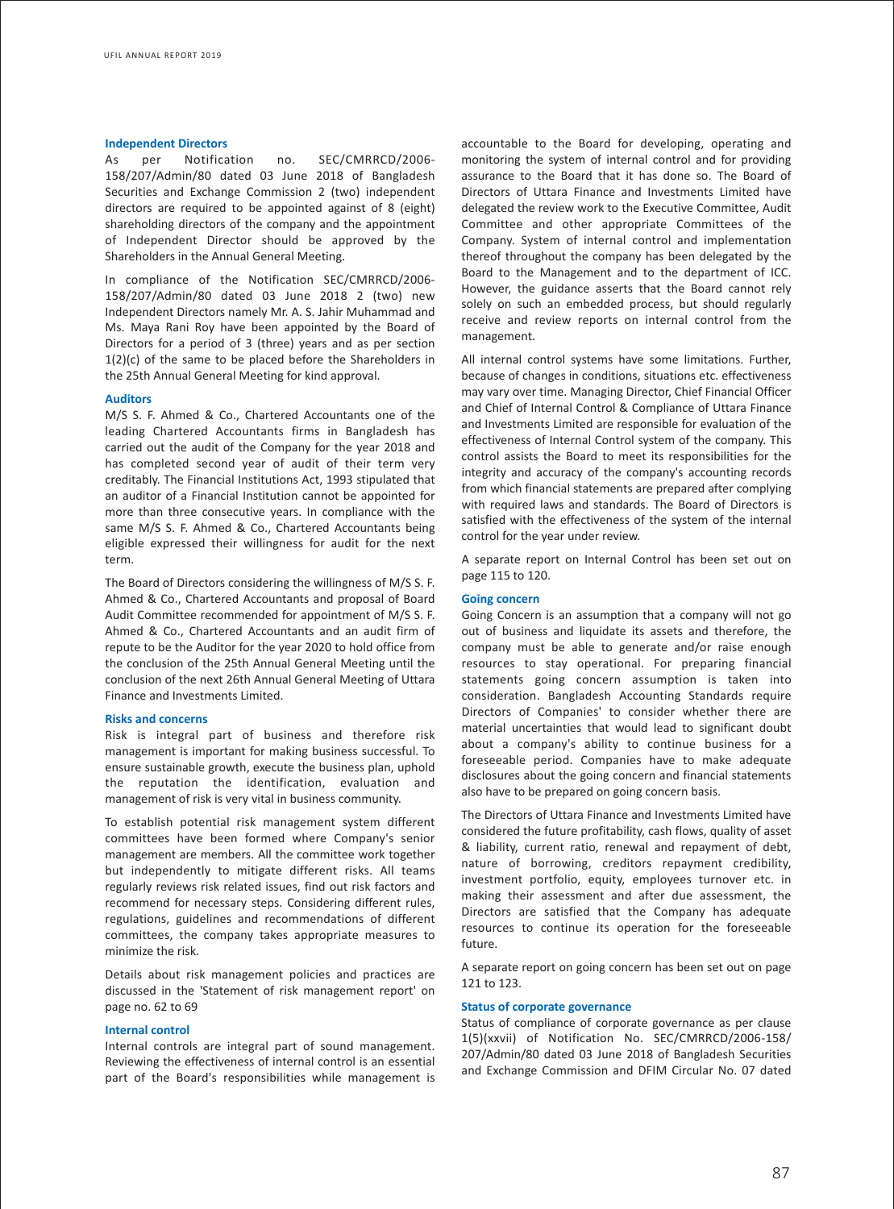### Independent Directors

As per Notification no. SEC/CMRRCD/2006-158/207/Admin/80 dated 03 June 2018 of Bangladesh Securities and Exchange Commission 2 (two) independent directors are required to be appointed against of 8 (eight) shareholding directors of the company and the appointment of Independent Director should be approved by the Shareholders in the Annual General Meeting.

In compliance of the Notification SEC/CMRRCD/2006-158/207/Admin/80 dated 03 June 2018 2 (two) new Independent Directors namely Mr. A. S. Jahir Muhammad and Ms. Maya Rani Roy have been appointed by the Board of Directors for a period of 3 (three) years and as per section 1(2)(c) of the same to be placed before the Shareholders in the 25th Annual General Meeting for kind approval.

### Auditors

M/S S. F. Ahmed & Co., Chartered Accountants one of the leading Chartered Accountants firms in Bangladesh has carried out the audit of the Company for the year 2018 and has completed second year of audit of their term very creditably. The Financial Institutions Act, 1993 stipulated that an auditor of a Financial Institution cannot be appointed for more than three consecutive years. In compliance with the same M/S S. F. Ahmed & Co., Chartered Accountants being eligible expressed their willingness for audit for the next term.

The Board of Directors considering the willingness of M/S S. F. Ahmed & Co., Chartered Accountants and proposal of Board Audit Committee recommended for appointment of M/S S. F. Ahmed & Co., Chartered Accountants and an audit firm of repute to be the Auditor for the year 2020 to hold office from the conclusion of the 25th Annual General Meeting until the conclusion of the next 26th Annual General Meeting of Uttara Finance and Investments Limited.

### Risks and concerns

Risk is integral part of business and therefore risk management is important for making business successful. To ensure sustainable growth, execute the business plan, uphold the reputation the identification, evaluation and management of risk is very vital in business community.

To establish potential risk management system different committees have been formed where Company's senior management are members. All the committee work together but independently to mitigate different risks. All teams regularly reviews risk related issues, find out risk factors and recommend for necessary steps. Considering different rules, regulations, guidelines and recommendations of different committees, the company takes appropriate measures to minimize the risk.

Details about risk management policies and practices are discussed in the 'Statement of risk management report' on page no. 62 to 69

### Internal control

Internal controls are integral part of sound management. Reviewing the effectiveness of internal control is an essential part of the Board's responsibilities while management is accountable to the Board for developing, operating and monitoring the system of internal control and for providing assurance to the Board that it has done so. The Board of Directors of Uttara Finance and Investments Limited have delegated the review work to the Executive Committee, Audit Committee and other appropriate Committees of the Company. System of internal control and implementation thereof throughout the company has been delegated by the Board to the Management and to the department of ICC. However, the guidance asserts that the Board cannot rely solely on such an embedded process, but should regularly receive and review reports on internal control from the management.

All internal control systems have some limitations. Further, because of changes in conditions, situations etc. effectiveness may vary over time. Managing Director, Chief Financial Officer and Chief of Internal Control & Compliance of Uttara Finance and Investments Limited are responsible for evaluation of the effectiveness of Internal Control system of the company. This control assists the Board to meet its responsibilities for the integrity and accuracy of the company's accounting records from which financial statements are prepared after complying with required laws and standards. The Board of Directors is satisfied with the effectiveness of the system of the internal control for the year under review.

A separate report on Internal Control has been set out on page 115 to 120.

### Going concern

Going Concern is an assumption that a company will not go out of business and liquidate its assets and therefore, the company must be able to generate and/or raise enough resources to stay operational. For preparing financial statements going concern assumption is taken into consideration. Bangladesh Accounting Standards require Directors of Companies' to consider whether there are material uncertainties that would lead to significant doubt about a company's ability to continue business for a foreseeable period. Companies have to make adequate disclosures about the going concern and financial statements also have to be prepared on going concern basis.

The Directors of Uttara Finance and Investments Limited have considered the future profitability, cash flows, quality of asset & liability, current ratio, renewal and repayment of debt, nature of borrowing, creditors repayment credibility, investment portfolio, equity, employees turnover etc. in making their assessment and after due assessment, the Directors are satisfied that the Company has adequate resources to continue its operation for the foreseeable future.

A separate report on going concern has been set out on page 121 to 123.

### Status of corporate governance

Status of compliance of corporate governance as per clause 1(5)(xxvii) of Notification No. SEC/CMRRCD/2006-158/207/Admin/80 dated 03 June 2018 of Bangladesh Securities and Exchange Commission and DFIM Circular No. 07 dated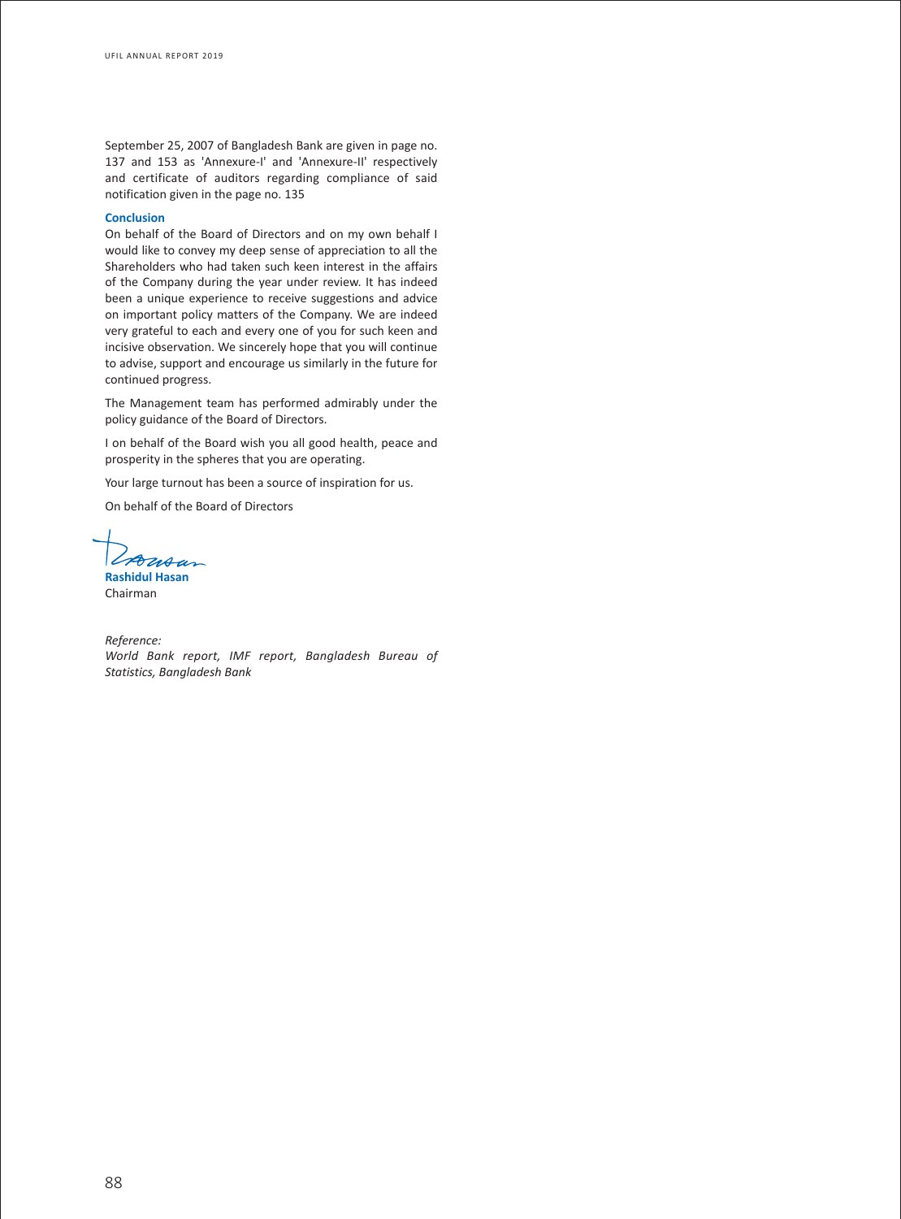September 25, 2007 of Bangladesh Bank are given in page no. 137 and 153 as 'Annexure-I' and 'Annexure-II' respectively and certificate of auditors regarding compliance of said notification given in the page no. 135

### Conclusion

On behalf of the Board of Directors and on my own behalf I would like to convey my deep sense of appreciation to all the Shareholders who had taken such keen interest in the affairs of the Company during the year under review. It has indeed been a unique experience to receive suggestions and advice on important policy matters of the Company. We are indeed very grateful to each and every one of you for such keen and incisive observation. We sincerely hope that you will continue to advise, support and encourage us similarly in the future for continued progress.

The Management team has performed admirably under the policy guidance of the Board of Directors.

I on behalf of the Board wish you all good health, peace and prosperity in the spheres that you are operating.

Your large turnout has been a source of inspiration for us.

On behalf of the Board of Directors

**Rashidul Hasan**
Chairman

*Reference:*
*World Bank report, IMF report, Bangladesh Bureau of Statistics, Bangladesh Bank*